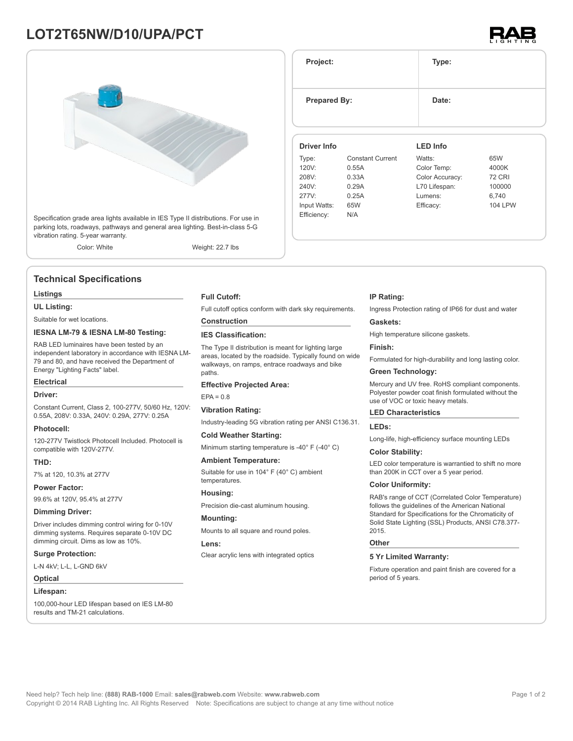# LOT2T65NW/D10/UPA/PCT

Specification grade area lights available in IES Type II distributions. For use in parking lots, roadways, pathways and general area lighting. Best-in-class 5-G vibration rating. 5-year warranty.

Color: White | Weight: 22.7 lbs

| Project: | Type: |
|---|---|
| Prepared By: | Date: |

### Driver Info

| | |
|---|---|
| Type: | Constant Current |
| 120V: | 0.55A |
| 208V: | 0.33A |
| 240V: | 0.29A |
| 277V: | 0.25A |
| Input Watts: | 65W |
| Efficiency: | N/A |

### LED Info

| | |
|---|---|
| Watts: | 65W |
| Color Temp: | 4000K |
| Color Accuracy: | 72 CRI |
| L70 Lifespan: | 100000 |
| Lumens: | 6,740 |
| Efficacy: | 104 LPW |

## Technical Specifications

### Listings

**UL Listing:**

Suitable for wet locations.

**IESNA LM-79 & IESNA LM-80 Testing:**

RAB LED luminaires have been tested by an independent laboratory in accordance with IESNA LM-79 and 80, and have received the Department of Energy "Lighting Facts" label.

### Electrical

**Driver:**

Constant Current, Class 2, 100-277V, 50/60 Hz, 120V: 0.55A, 208V: 0.33A, 240V: 0.29A, 277V: 0.25A

**Photocell:**

120-277V Twistlock Photocell Included. Photocell is compatible with 120V-277V.

**THD:**

7% at 120, 10.3% at 277V

**Power Factor:**

99.6% at 120V, 95.4% at 277V

**Dimming Driver:**

Driver includes dimming control wiring for 0-10V dimming systems. Requires separate 0-10V DC dimming circuit. Dims as low as 10%.

**Surge Protection:**

L-N 4kV; L-L, L-GND 6kV

### Optical

**Lifespan:**

100,000-hour LED lifespan based on IES LM-80 results and TM-21 calculations.

**Full Cutoff:**

Full cutoff optics conform with dark sky requirements.

### Construction

**IES Classification:**

The Type II distribution is meant for lighting large areas, located by the roadside. Typically found on wide walkways, on ramps, entrace roadways and bike paths.

**Effective Projected Area:**

EPA = 0.8

**Vibration Rating:**

Industry-leading 5G vibration rating per ANSI C136.31.

**Cold Weather Starting:**

Minimum starting temperature is -40° F (-40° C)

**Ambient Temperature:**

Suitable for use in 104° F (40° C) ambient temperatures.

**Housing:**

Precision die-cast aluminum housing.

**Mounting:**

Mounts to all square and round poles.

**Lens:**

Clear acrylic lens with integrated optics

**IP Rating:**

Ingress Protection rating of IP66 for dust and water

**Gaskets:**

High temperature silicone gaskets.

**Finish:**

Formulated for high-durability and long lasting color.

**Green Technology:**

Mercury and UV free. RoHS compliant components. Polyester powder coat finish formulated without the use of VOC or toxic heavy metals.

### LED Characteristics

**LEDs:**

Long-life, high-efficiency surface mounting LEDs

**Color Stability:**

LED color temperature is warrantied to shift no more than 200K in CCT over a 5 year period.

**Color Uniformity:**

RAB's range of CCT (Correlated Color Temperature) follows the guidelines of the American National Standard for Specifications for the Chromaticity of Solid State Lighting (SSL) Products, ANSI C78.377-2015.

### Other

**5 Yr Limited Warranty:**

Fixture operation and paint finish are covered for a period of 5 years.

Need help? Tech help line: **(888) RAB-1000** Email: **sales@rabweb.com** Website: **www.rabweb.com**
Copyright © 2014 RAB Lighting Inc. All Rights Reserved Note: Specifications are subject to change at any time without notice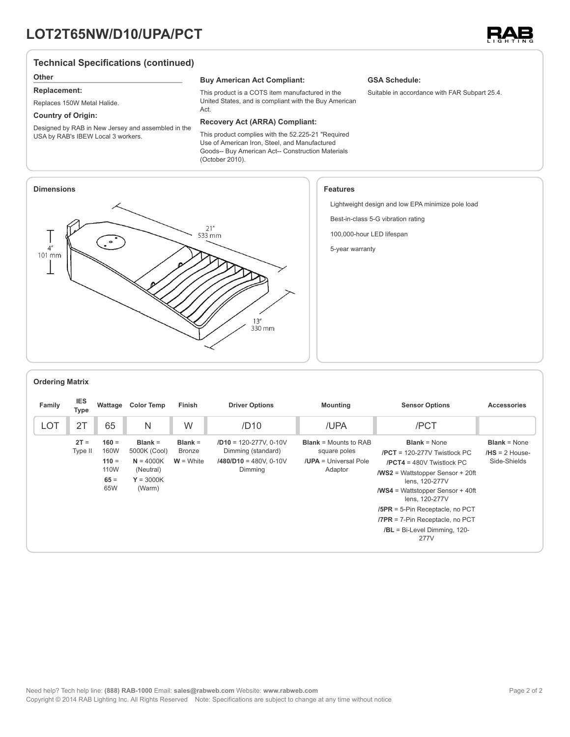# LOT2T65NW/D10/UPA/PCT

## Technical Specifications (continued)

### Other

**Replacement:**

Replaces 150W Metal Halide.

**Country of Origin:**

Designed by RAB in New Jersey and assembled in the USA by RAB's IBEW Local 3 workers.

**Buy American Act Compliant:**

This product is a COTS item manufactured in the United States, and is compliant with the Buy American Act.

**Recovery Act (ARRA) Compliant:**

This product complies with the 52.225-21 "Required Use of American Iron, Steel, and Manufactured Goods-- Buy American Act-- Construction Materials (October 2010).

**GSA Schedule:**

Suitable in accordance with FAR Subpart 25.4.

## Dimensions

4"
101 mm

21"
533 mm

13"
330 mm

## Features

Lightweight design and low EPA minimize pole load

Best-in-class 5-G vibration rating

100,000-hour LED lifespan

5-year warranty

## Ordering Matrix

| Family | IES Type | Wattage | Color Temp | Finish | Driver Options | Mounting | Sensor Options | Accessories |
|---|---|---|---|---|---|---|---|---|
| LOT | 2T | 65 | N | W | /D10 | /UPA | /PCT | |
| | **2T** = Type II | **160** = 160W<br>**110** = 110W<br>**65** = 65W | **Blank** = 5000K (Cool)<br>**N** = 4000K (Neutral)<br>**Y** = 3000K (Warm) | **Blank** = Bronze<br>**W** = White | **/D10** = 120-277V, 0-10V Dimming (standard)<br>**/480/D10** = 480V, 0-10V Dimming | **Blank** = Mounts to RAB square poles<br>**/UPA** = Universal Pole Adaptor | **Blank** = None<br>**/PCT** = 120-277V Twistlock PC<br>**/PCT4** = 480V Twistlock PC<br>**/WS2** = Wattstopper Sensor + 20ft lens, 120-277V<br>**/WS4** = Wattstopper Sensor + 40ft lens, 120-277V<br>**/5PR** = 5-Pin Receptacle, no PCT<br>**/7PR** = 7-Pin Receptacle, no PCT<br>**/BL** = Bi-Level Dimming, 120-277V | **Blank** = None<br>**/HS** = 2 House-Side-Shields |

Need help? Tech help line: **(888) RAB-1000** Email: **sales@rabweb.com** Website: **www.rabweb.com**
Copyright © 2014 RAB Lighting Inc. All Rights Reserved Note: Specifications are subject to change at any time without notice